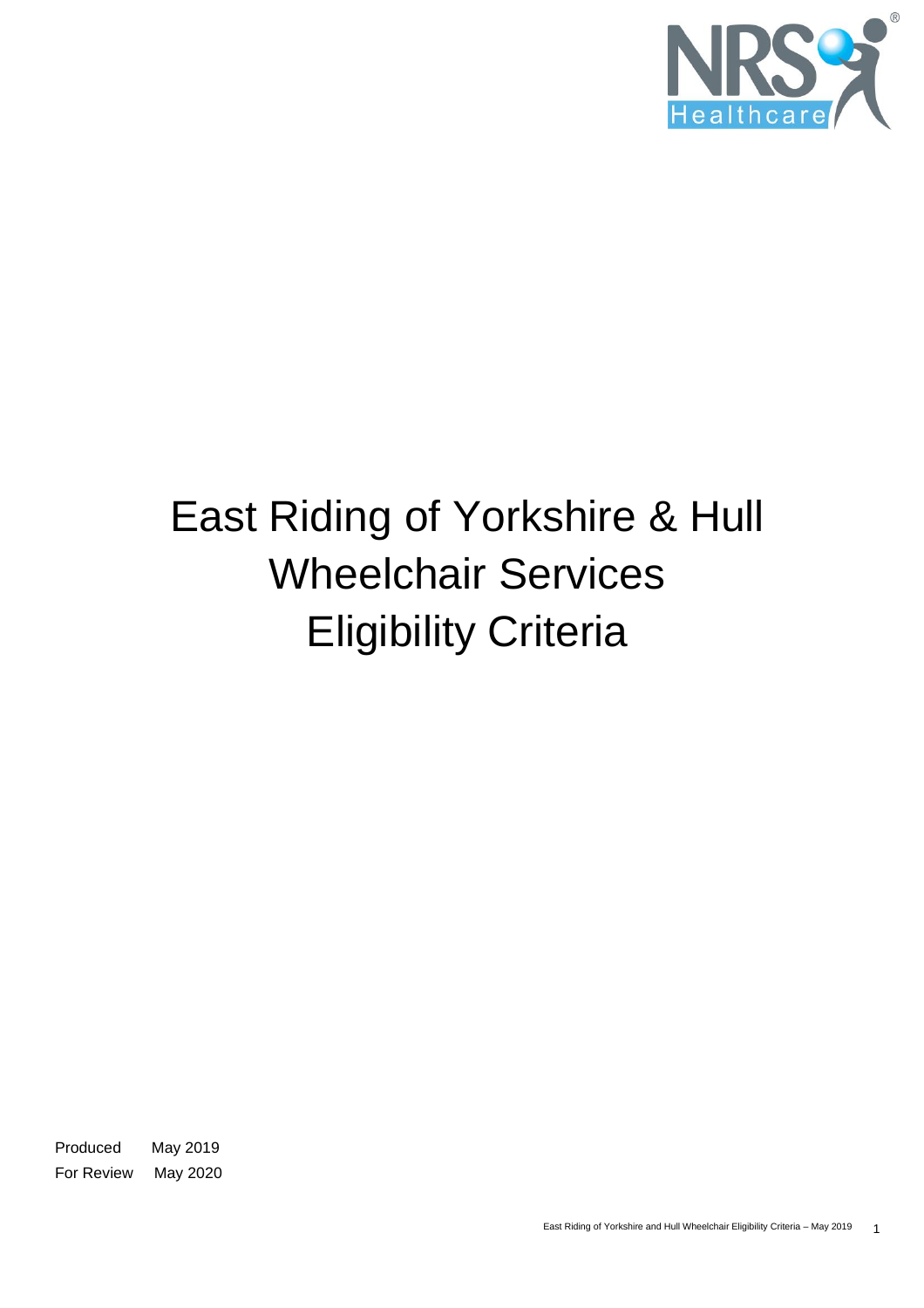NRS Healthcare

# East Riding of Yorkshire & Hull Wheelchair Services Eligibility Criteria

Produced May 2019

For Review May 2020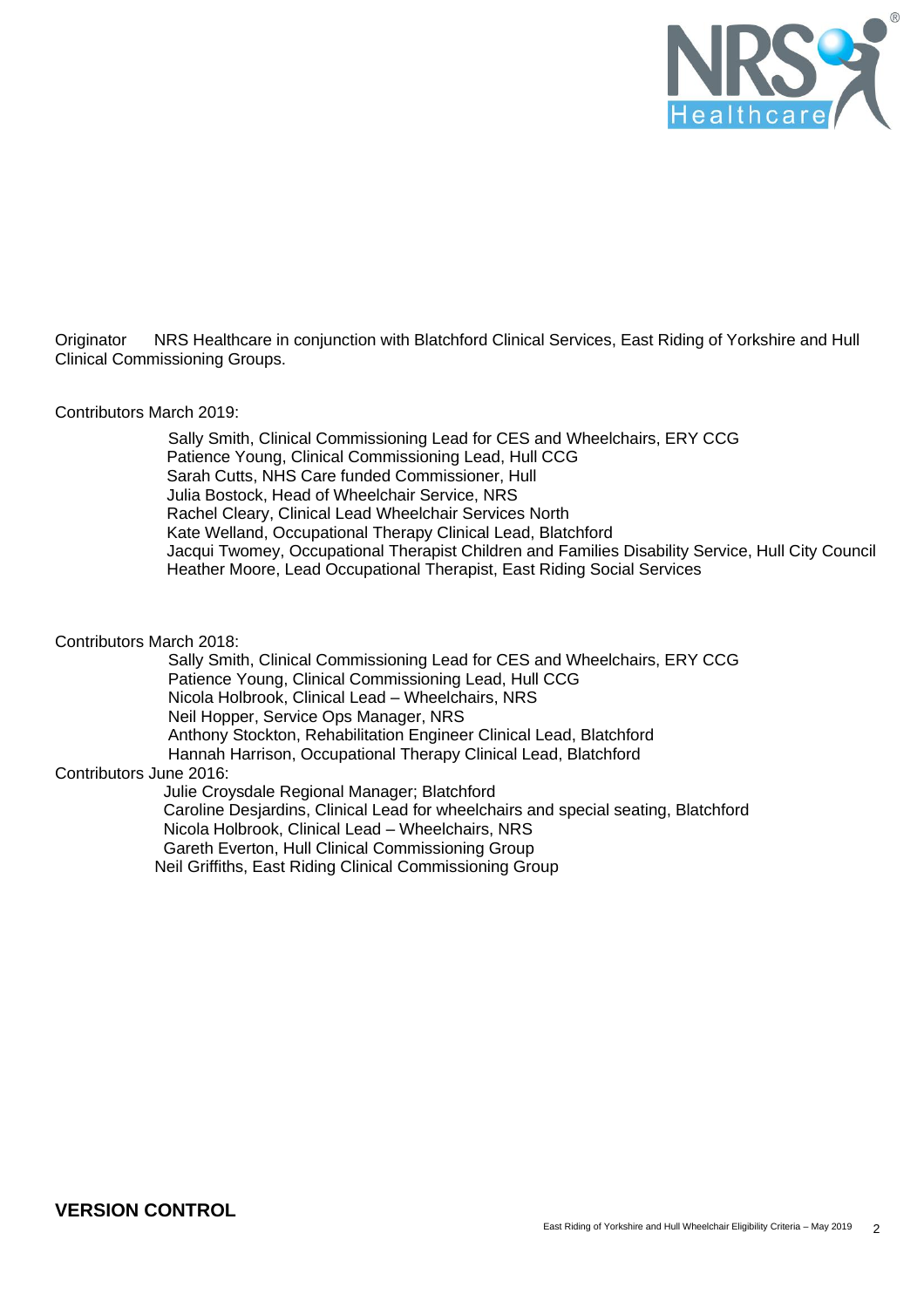Originator NRS Healthcare in conjunction with Blatchford Clinical Services, East Riding of Yorkshire and Hull Clinical Commissioning Groups.

Contributors March 2019:

Sally Smith, Clinical Commissioning Lead for CES and Wheelchairs, ERY CCG
Patience Young, Clinical Commissioning Lead, Hull CCG
Sarah Cutts, NHS Care funded Commissioner, Hull
Julia Bostock, Head of Wheelchair Service, NRS
Rachel Cleary, Clinical Lead Wheelchair Services North
Kate Welland, Occupational Therapy Clinical Lead, Blatchford
Jacqui Twomey, Occupational Therapist Children and Families Disability Service, Hull City Council
Heather Moore, Lead Occupational Therapist, East Riding Social Services

Contributors March 2018:

Sally Smith, Clinical Commissioning Lead for CES and Wheelchairs, ERY CCG
Patience Young, Clinical Commissioning Lead, Hull CCG
Nicola Holbrook, Clinical Lead – Wheelchairs, NRS
Neil Hopper, Service Ops Manager, NRS
Anthony Stockton, Rehabilitation Engineer Clinical Lead, Blatchford
Hannah Harrison, Occupational Therapy Clinical Lead, Blatchford

Contributors June 2016:

Julie Croysdale Regional Manager; Blatchford
Caroline Desjardins, Clinical Lead for wheelchairs and special seating, Blatchford
Nicola Holbrook, Clinical Lead – Wheelchairs, NRS
Gareth Everton, Hull Clinical Commissioning Group
Neil Griffiths, East Riding Clinical Commissioning Group

## VERSION CONTROL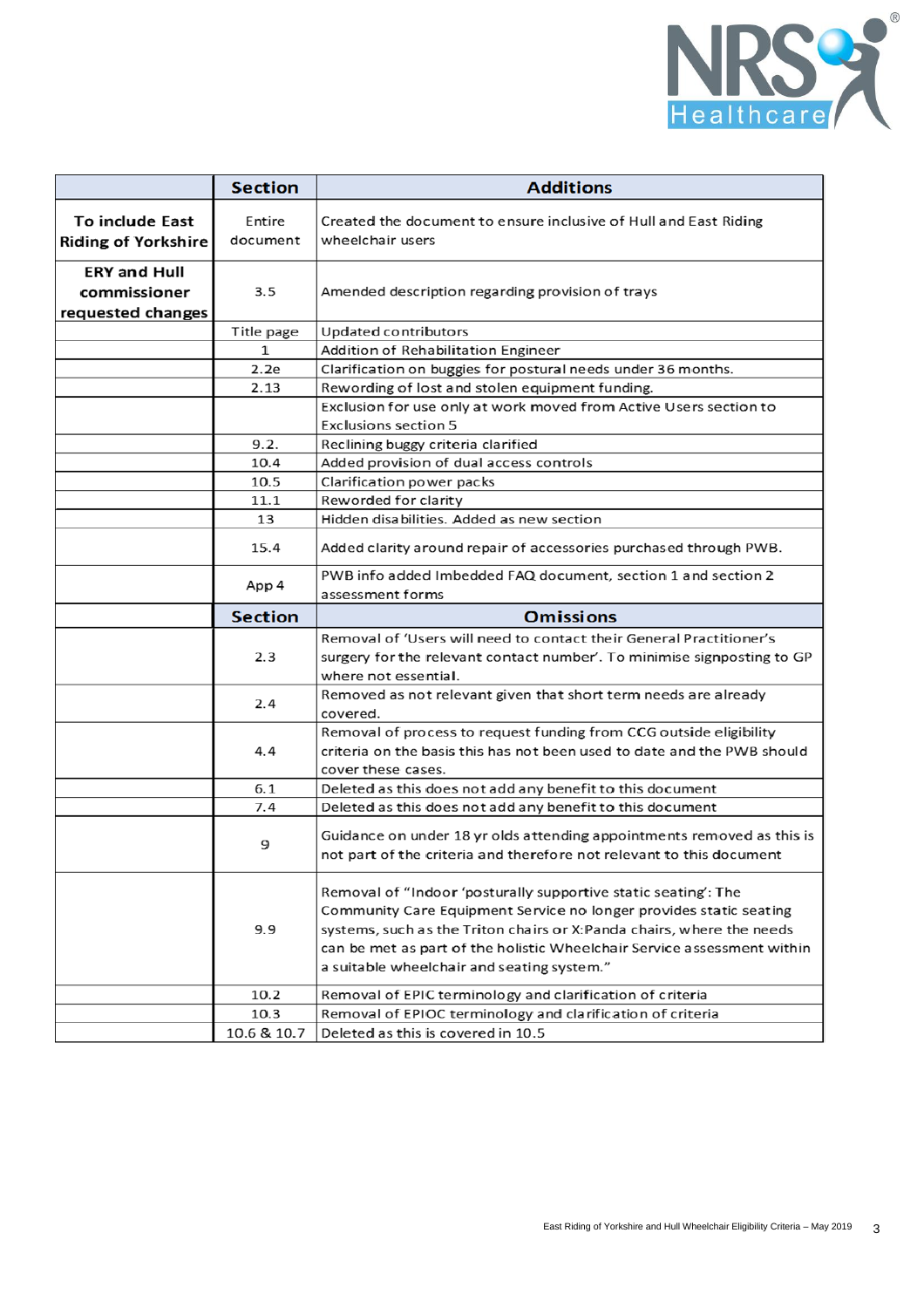| | Section | Additions |
|---|---|---|
| **To include East Riding of Yorkshire** | Entire document | Created the document to ensure inclusive of Hull and East Riding wheelchair users |
| **ERY and Hull commissioner requested changes** | 3.5 | Amended description regarding provision of trays |
| | Title page | Updated contributors |
| | 1 | Addition of Rehabilitation Engineer |
| | 2.2e | Clarification on buggies for postural needs under 36 months. |
| | 2.13 | Rewording of lost and stolen equipment funding. |
| | | Exclusion for use only at work moved from Active Users section to Exclusions section 5 |
| | 9.2. | Reclining buggy criteria clarified |
| | 10.4 | Added provision of dual access controls |
| | 10.5 | Clarification power packs |
| | 11.1 | Reworded for clarity |
| | 13 | Hidden disabilities. Added as new section |
| | 15.4 | Added clarity around repair of accessories purchased through PWB. |
| | App 4 | PWB info added Imbedded FAQ document, section 1 and section 2 assessment forms |
| | **Section** | **Omissions** |
| | 2.3 | Removal of 'Users will need to contact their General Practitioner's surgery for the relevant contact number'. To minimise signposting to GP where not essential. |
| | 2.4 | Removed as not relevant given that short term needs are already covered. |
| | 4.4 | Removal of process to request funding from CCG outside eligibility criteria on the basis this has not been used to date and the PWB should cover these cases. |
| | 6.1 | Deleted as this does not add any benefit to this document |
| | 7.4 | Deleted as this does not add any benefit to this document |
| | 9 | Guidance on under 18 yr olds attending appointments removed as this is not part of the criteria and therefore not relevant to this document |
| | 9.9 | Removal of "Indoor 'posturally supportive static seating': The Community Care Equipment Service no longer provides static seating systems, such as the Triton chairs or X:Panda chairs, where the needs can be met as part of the holistic Wheelchair Service assessment within a suitable wheelchair and seating system." |
| | 10.2 | Removal of EPIC terminology and clarification of criteria |
| | 10.3 | Removal of EPIOC terminology and clarification of criteria |
| | 10.6 & 10.7 | Deleted as this is covered in 10.5 |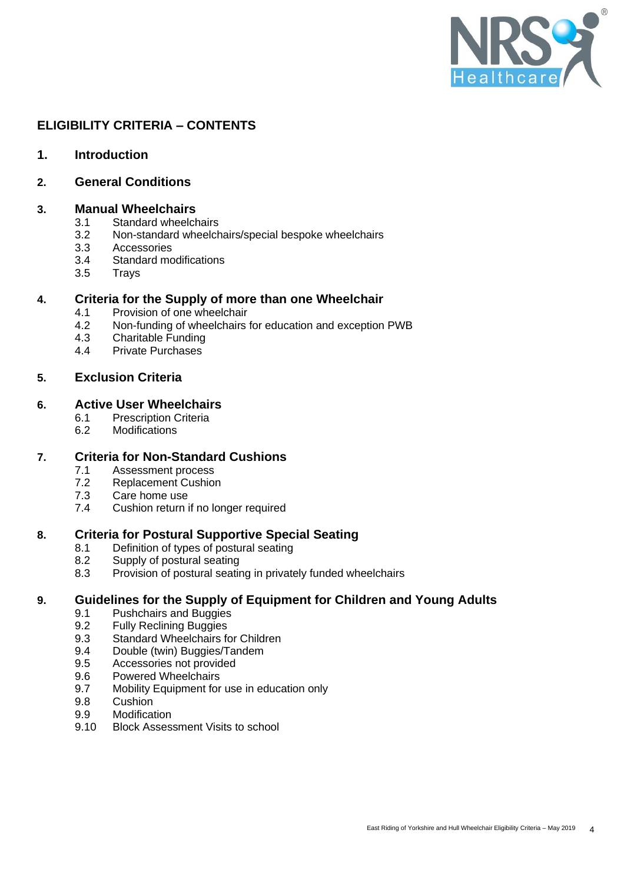# ELIGIBILITY CRITERIA – CONTENTS

## 1. Introduction

## 2. General Conditions

## 3. Manual Wheelchairs

- 3.1 Standard wheelchairs
- 3.2 Non-standard wheelchairs/special bespoke wheelchairs
- 3.3 Accessories
- 3.4 Standard modifications
- 3.5 Trays

## 4. Criteria for the Supply of more than one Wheelchair

- 4.1 Provision of one wheelchair
- 4.2 Non-funding of wheelchairs for education and exception PWB
- 4.3 Charitable Funding
- 4.4 Private Purchases

## 5. Exclusion Criteria

## 6. Active User Wheelchairs

- 6.1 Prescription Criteria
- 6.2 Modifications

## 7. Criteria for Non-Standard Cushions

- 7.1 Assessment process
- 7.2 Replacement Cushion
- 7.3 Care home use
- 7.4 Cushion return if no longer required

## 8. Criteria for Postural Supportive Special Seating

- 8.1 Definition of types of postural seating
- 8.2 Supply of postural seating
- 8.3 Provision of postural seating in privately funded wheelchairs

## 9. Guidelines for the Supply of Equipment for Children and Young Adults

- 9.1 Pushchairs and Buggies
- 9.2 Fully Reclining Buggies
- 9.3 Standard Wheelchairs for Children
- 9.4 Double (twin) Buggies/Tandem
- 9.5 Accessories not provided
- 9.6 Powered Wheelchairs
- 9.7 Mobility Equipment for use in education only
- 9.8 Cushion
- 9.9 Modification
- 9.10 Block Assessment Visits to school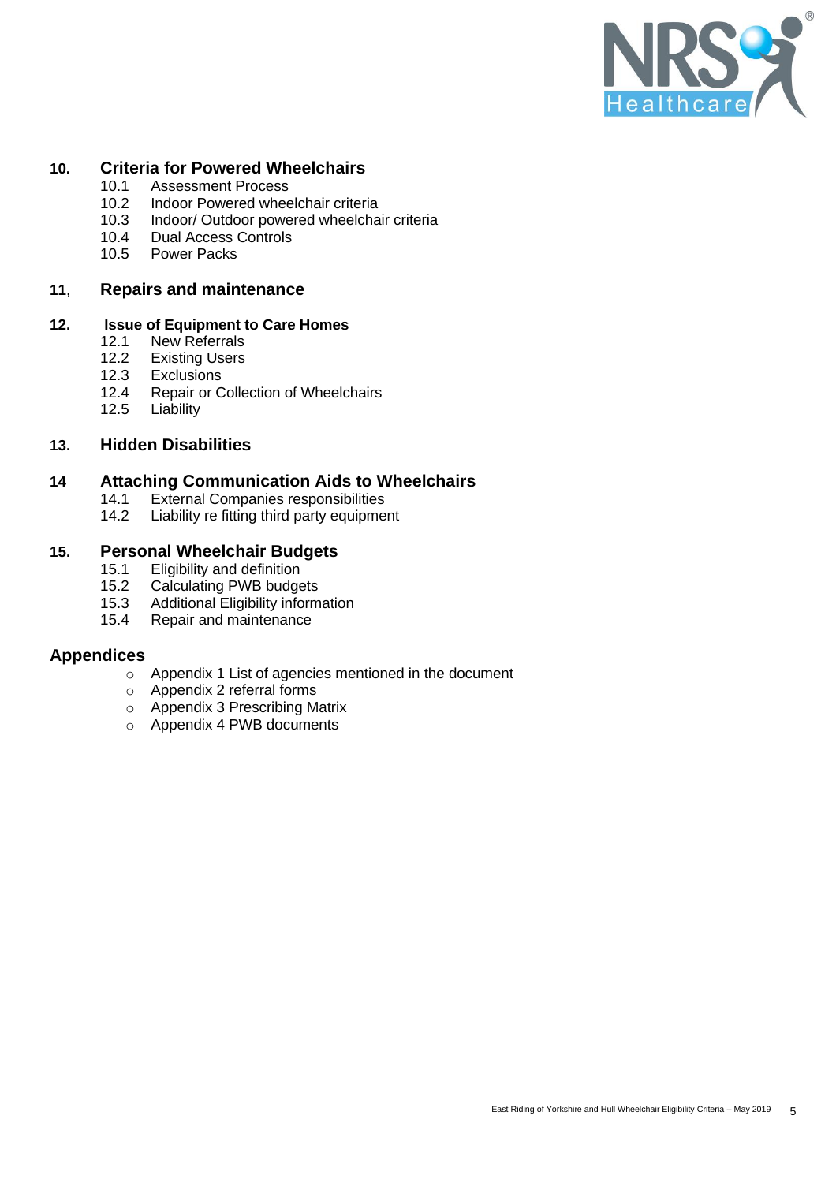**10. Criteria for Powered Wheelchairs**

- 10.1 Assessment Process
- 10.2 Indoor Powered wheelchair criteria
- 10.3 Indoor/ Outdoor powered wheelchair criteria
- 10.4 Dual Access Controls
- 10.5 Power Packs

**11, Repairs and maintenance**

**12. Issue of Equipment to Care Homes**

- 12.1 New Referrals
- 12.2 Existing Users
- 12.3 Exclusions
- 12.4 Repair or Collection of Wheelchairs
- 12.5 Liability

**13. Hidden Disabilities**

**14 Attaching Communication Aids to Wheelchairs**

- 14.1 External Companies responsibilities
- 14.2 Liability re fitting third party equipment

**15. Personal Wheelchair Budgets**

- 15.1 Eligibility and definition
- 15.2 Calculating PWB budgets
- 15.3 Additional Eligibility information
- 15.4 Repair and maintenance

**Appendices**

- Appendix 1 List of agencies mentioned in the document
- Appendix 2 referral forms
- Appendix 3 Prescribing Matrix
- Appendix 4 PWB documents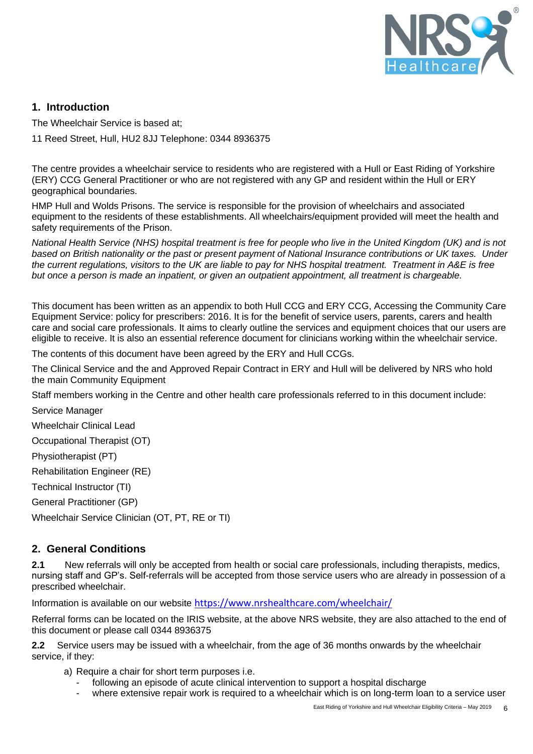## 1. Introduction

The Wheelchair Service is based at;

11 Reed Street, Hull, HU2 8JJ Telephone: 0344 8936375

The centre provides a wheelchair service to residents who are registered with a Hull or East Riding of Yorkshire (ERY) CCG General Practitioner or who are not registered with any GP and resident within the Hull or ERY geographical boundaries.

HMP Hull and Wolds Prisons. The service is responsible for the provision of wheelchairs and associated equipment to the residents of these establishments. All wheelchairs/equipment provided will meet the health and safety requirements of the Prison.

*National Health Service (NHS) hospital treatment is free for people who live in the United Kingdom (UK) and is not based on British nationality or the past or present payment of National Insurance contributions or UK taxes. Under the current regulations, visitors to the UK are liable to pay for NHS hospital treatment. Treatment in A&E is free but once a person is made an inpatient, or given an outpatient appointment, all treatment is chargeable.*

This document has been written as an appendix to both Hull CCG and ERY CCG, Accessing the Community Care Equipment Service: policy for prescribers: 2016. It is for the benefit of service users, parents, carers and health care and social care professionals. It aims to clearly outline the services and equipment choices that our users are eligible to receive. It is also an essential reference document for clinicians working within the wheelchair service.

The contents of this document have been agreed by the ERY and Hull CCGs.

The Clinical Service and the and Approved Repair Contract in ERY and Hull will be delivered by NRS who hold the main Community Equipment

Staff members working in the Centre and other health care professionals referred to in this document include:

Service Manager

Wheelchair Clinical Lead

Occupational Therapist (OT)

Physiotherapist (PT)

Rehabilitation Engineer (RE)

Technical Instructor (TI)

General Practitioner (GP)

Wheelchair Service Clinician (OT, PT, RE or TI)

## 2. General Conditions

**2.1** New referrals will only be accepted from health or social care professionals, including therapists, medics, nursing staff and GP's. Self-referrals will be accepted from those service users who are already in possession of a prescribed wheelchair.

Information is available on our website https://www.nrshealthcare.com/wheelchair/

Referral forms can be located on the IRIS website, at the above NRS website, they are also attached to the end of this document or please call 0344 8936375

**2.2** Service users may be issued with a wheelchair, from the age of 36 months onwards by the wheelchair service, if they:

a) Require a chair for short term purposes i.e.
   - following an episode of acute clinical intervention to support a hospital discharge
   - where extensive repair work is required to a wheelchair which is on long-term loan to a service user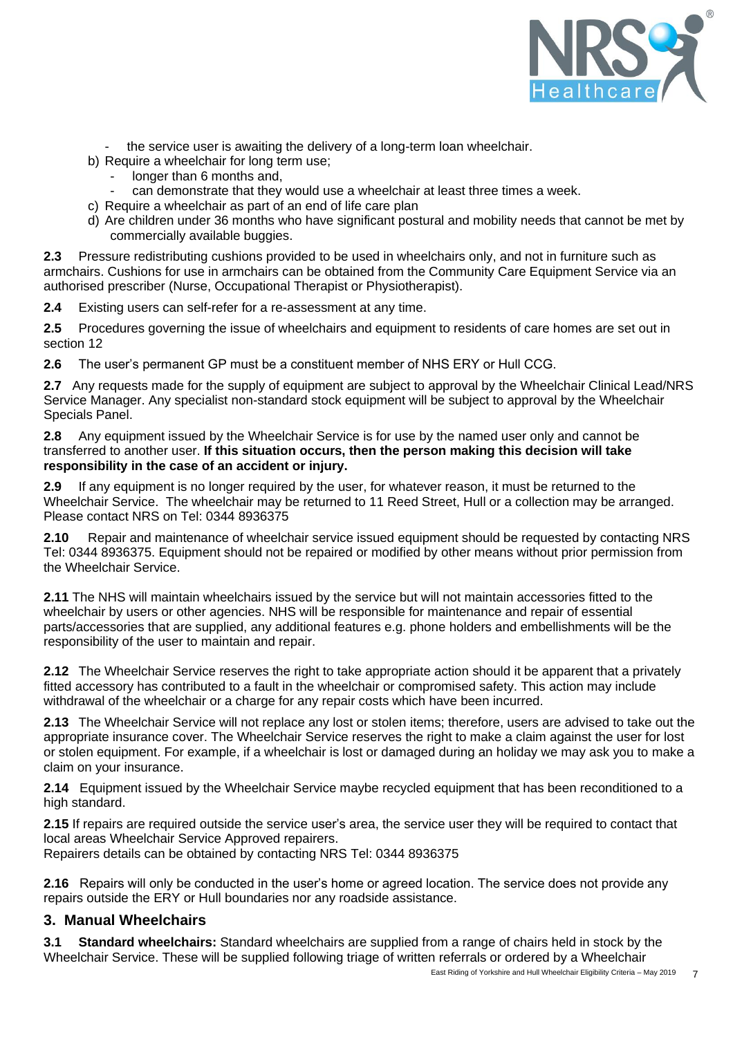- the service user is awaiting the delivery of a long-term loan wheelchair.

b) Require a wheelchair for long term use;
   - longer than 6 months and,
   - can demonstrate that they would use a wheelchair at least three times a week.

c) Require a wheelchair as part of an end of life care plan

d) Are children under 36 months who have significant postural and mobility needs that cannot be met by commercially available buggies.

**2.3** Pressure redistributing cushions provided to be used in wheelchairs only, and not in furniture such as armchairs. Cushions for use in armchairs can be obtained from the Community Care Equipment Service via an authorised prescriber (Nurse, Occupational Therapist or Physiotherapist).

**2.4** Existing users can self-refer for a re-assessment at any time.

**2.5** Procedures governing the issue of wheelchairs and equipment to residents of care homes are set out in section 12

**2.6** The user's permanent GP must be a constituent member of NHS ERY or Hull CCG.

**2.7** Any requests made for the supply of equipment are subject to approval by the Wheelchair Clinical Lead/NRS Service Manager. Any specialist non-standard stock equipment will be subject to approval by the Wheelchair Specials Panel.

**2.8** Any equipment issued by the Wheelchair Service is for use by the named user only and cannot be transferred to another user. **If this situation occurs, then the person making this decision will take responsibility in the case of an accident or injury.**

**2.9** If any equipment is no longer required by the user, for whatever reason, it must be returned to the Wheelchair Service. The wheelchair may be returned to 11 Reed Street, Hull or a collection may be arranged. Please contact NRS on Tel: 0344 8936375

**2.10** Repair and maintenance of wheelchair service issued equipment should be requested by contacting NRS Tel: 0344 8936375. Equipment should not be repaired or modified by other means without prior permission from the Wheelchair Service.

**2.11** The NHS will maintain wheelchairs issued by the service but will not maintain accessories fitted to the wheelchair by users or other agencies. NHS will be responsible for maintenance and repair of essential parts/accessories that are supplied, any additional features e.g. phone holders and embellishments will be the responsibility of the user to maintain and repair.

**2.12** The Wheelchair Service reserves the right to take appropriate action should it be apparent that a privately fitted accessory has contributed to a fault in the wheelchair or compromised safety. This action may include withdrawal of the wheelchair or a charge for any repair costs which have been incurred.

**2.13** The Wheelchair Service will not replace any lost or stolen items; therefore, users are advised to take out the appropriate insurance cover. The Wheelchair Service reserves the right to make a claim against the user for lost or stolen equipment. For example, if a wheelchair is lost or damaged during an holiday we may ask you to make a claim on your insurance.

**2.14** Equipment issued by the Wheelchair Service maybe recycled equipment that has been reconditioned to a high standard.

**2.15** If repairs are required outside the service user's area, the service user they will be required to contact that local areas Wheelchair Service Approved repairers.
Repairers details can be obtained by contacting NRS Tel: 0344 8936375

**2.16** Repairs will only be conducted in the user's home or agreed location. The service does not provide any repairs outside the ERY or Hull boundaries nor any roadside assistance.

## 3. Manual Wheelchairs

**3.1 Standard wheelchairs:** Standard wheelchairs are supplied from a range of chairs held in stock by the Wheelchair Service. These will be supplied following triage of written referrals or ordered by a Wheelchair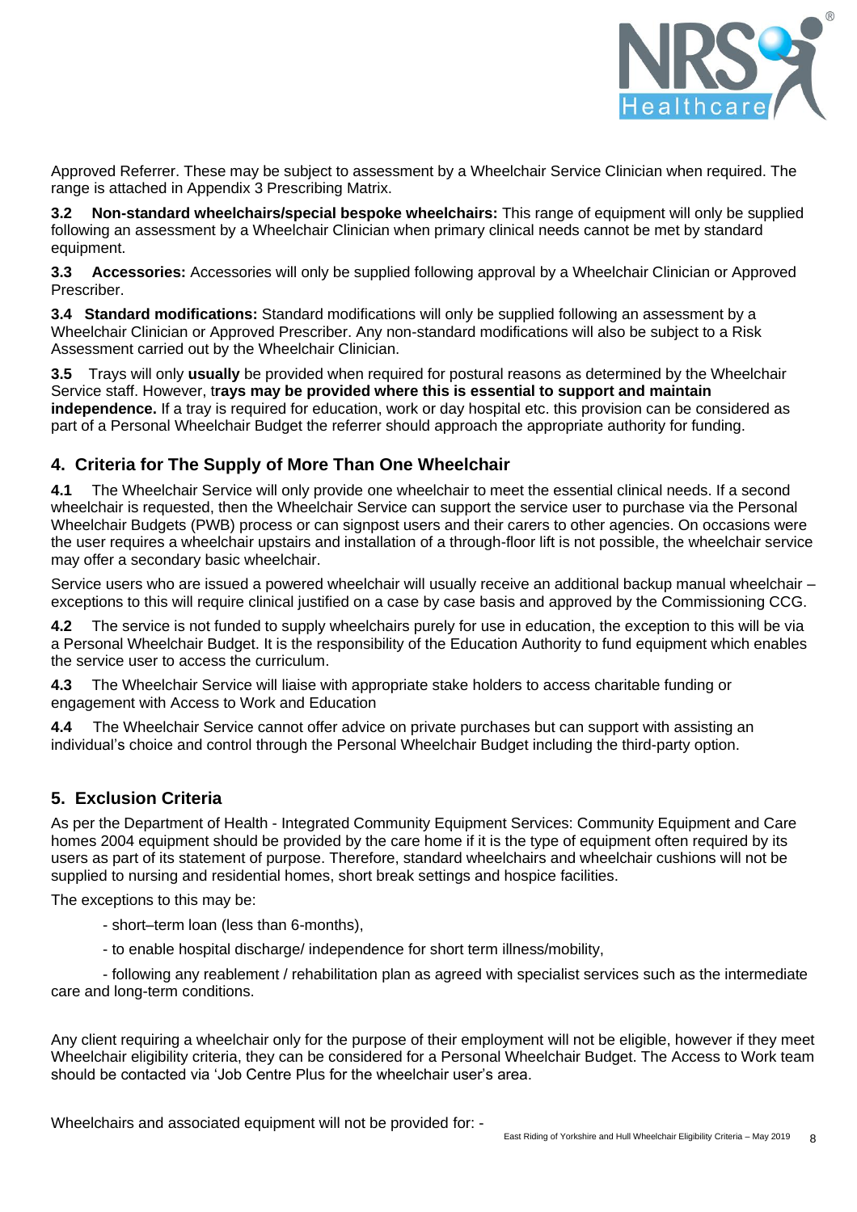Approved Referrer. These may be subject to assessment by a Wheelchair Service Clinician when required. The range is attached in Appendix 3 Prescribing Matrix.

**3.2 Non-standard wheelchairs/special bespoke wheelchairs:** This range of equipment will only be supplied following an assessment by a Wheelchair Clinician when primary clinical needs cannot be met by standard equipment.

**3.3 Accessories:** Accessories will only be supplied following approval by a Wheelchair Clinician or Approved Prescriber.

**3.4 Standard modifications:** Standard modifications will only be supplied following an assessment by a Wheelchair Clinician or Approved Prescriber. Any non-standard modifications will also be subject to a Risk Assessment carried out by the Wheelchair Clinician.

**3.5** Trays will only **usually** be provided when required for postural reasons as determined by the Wheelchair Service staff. However, t**rays may be provided where this is essential to support and maintain independence.** If a tray is required for education, work or day hospital etc. this provision can be considered as part of a Personal Wheelchair Budget the referrer should approach the appropriate authority for funding.

## 4. Criteria for The Supply of More Than One Wheelchair

**4.1** The Wheelchair Service will only provide one wheelchair to meet the essential clinical needs. If a second wheelchair is requested, then the Wheelchair Service can support the service user to purchase via the Personal Wheelchair Budgets (PWB) process or can signpost users and their carers to other agencies. On occasions were the user requires a wheelchair upstairs and installation of a through-floor lift is not possible, the wheelchair service may offer a secondary basic wheelchair.

Service users who are issued a powered wheelchair will usually receive an additional backup manual wheelchair – exceptions to this will require clinical justified on a case by case basis and approved by the Commissioning CCG.

**4.2** The service is not funded to supply wheelchairs purely for use in education, the exception to this will be via a Personal Wheelchair Budget. It is the responsibility of the Education Authority to fund equipment which enables the service user to access the curriculum.

**4.3** The Wheelchair Service will liaise with appropriate stake holders to access charitable funding or engagement with Access to Work and Education

**4.4** The Wheelchair Service cannot offer advice on private purchases but can support with assisting an individual's choice and control through the Personal Wheelchair Budget including the third-party option.

## 5. Exclusion Criteria

As per the Department of Health - Integrated Community Equipment Services: Community Equipment and Care homes 2004 equipment should be provided by the care home if it is the type of equipment often required by its users as part of its statement of purpose. Therefore, standard wheelchairs and wheelchair cushions will not be supplied to nursing and residential homes, short break settings and hospice facilities.

The exceptions to this may be:

- short–term loan (less than 6-months),
- to enable hospital discharge/ independence for short term illness/mobility,
- following any reablement / rehabilitation plan as agreed with specialist services such as the intermediate care and long-term conditions.

Any client requiring a wheelchair only for the purpose of their employment will not be eligible, however if they meet Wheelchair eligibility criteria, they can be considered for a Personal Wheelchair Budget. The Access to Work team should be contacted via 'Job Centre Plus for the wheelchair user's area.

Wheelchairs and associated equipment will not be provided for: -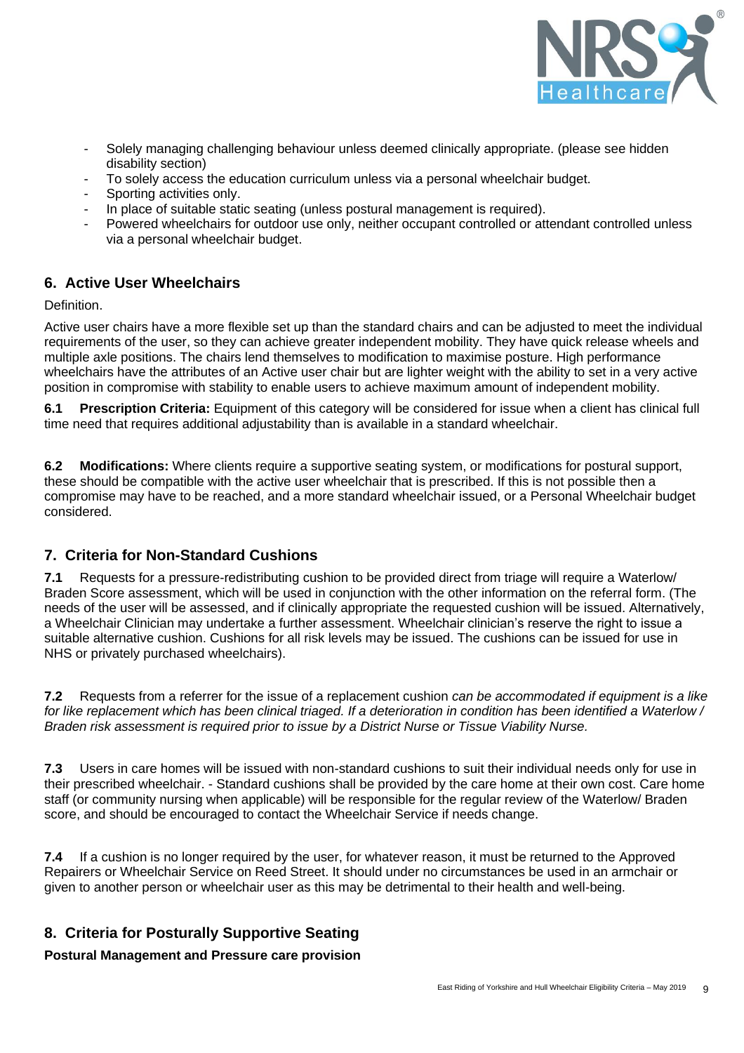- Solely managing challenging behaviour unless deemed clinically appropriate. (please see hidden disability section)
- To solely access the education curriculum unless via a personal wheelchair budget.
- Sporting activities only.
- In place of suitable static seating (unless postural management is required).
- Powered wheelchairs for outdoor use only, neither occupant controlled or attendant controlled unless via a personal wheelchair budget.

## 6. Active User Wheelchairs

Definition.

Active user chairs have a more flexible set up than the standard chairs and can be adjusted to meet the individual requirements of the user, so they can achieve greater independent mobility. They have quick release wheels and multiple axle positions. The chairs lend themselves to modification to maximise posture. High performance wheelchairs have the attributes of an Active user chair but are lighter weight with the ability to set in a very active position in compromise with stability to enable users to achieve maximum amount of independent mobility.

**6.1 Prescription Criteria:** Equipment of this category will be considered for issue when a client has clinical full time need that requires additional adjustability than is available in a standard wheelchair.

**6.2 Modifications:** Where clients require a supportive seating system, or modifications for postural support, these should be compatible with the active user wheelchair that is prescribed. If this is not possible then a compromise may have to be reached, and a more standard wheelchair issued, or a Personal Wheelchair budget considered.

## 7. Criteria for Non-Standard Cushions

**7.1** Requests for a pressure-redistributing cushion to be provided direct from triage will require a Waterlow/ Braden Score assessment, which will be used in conjunction with the other information on the referral form. (The needs of the user will be assessed, and if clinically appropriate the requested cushion will be issued. Alternatively, a Wheelchair Clinician may undertake a further assessment. Wheelchair clinician's reserve the right to issue a suitable alternative cushion. Cushions for all risk levels may be issued. The cushions can be issued for use in NHS or privately purchased wheelchairs).

**7.2** Requests from a referrer for the issue of a replacement cushion *can be accommodated if equipment is a like for like replacement which has been clinical triaged. If a deterioration in condition has been identified a Waterlow / Braden risk assessment is required prior to issue by a District Nurse or Tissue Viability Nurse.*

**7.3** Users in care homes will be issued with non-standard cushions to suit their individual needs only for use in their prescribed wheelchair. - Standard cushions shall be provided by the care home at their own cost. Care home staff (or community nursing when applicable) will be responsible for the regular review of the Waterlow/ Braden score, and should be encouraged to contact the Wheelchair Service if needs change.

**7.4** If a cushion is no longer required by the user, for whatever reason, it must be returned to the Approved Repairers or Wheelchair Service on Reed Street. It should under no circumstances be used in an armchair or given to another person or wheelchair user as this may be detrimental to their health and well-being.

## 8. Criteria for Posturally Supportive Seating

**Postural Management and Pressure care provision**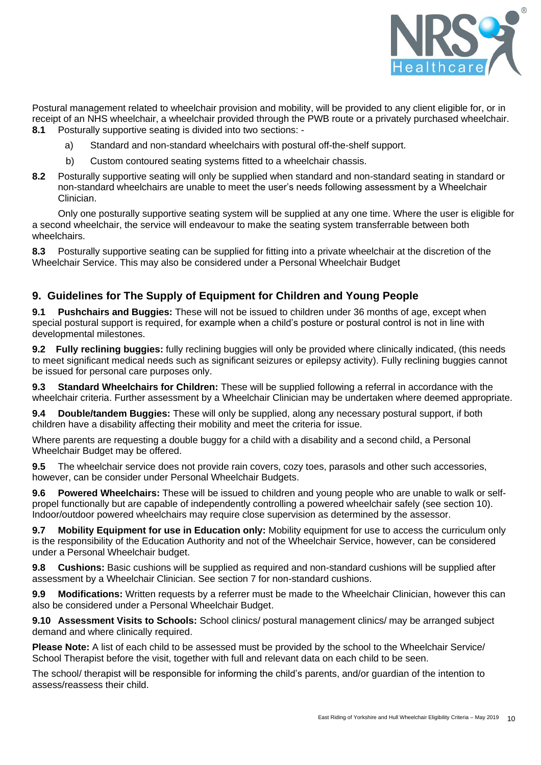Postural management related to wheelchair provision and mobility, will be provided to any client eligible for, or in receipt of an NHS wheelchair, a wheelchair provided through the PWB route or a privately purchased wheelchair.

**8.1** Posturally supportive seating is divided into two sections: -

a) Standard and non-standard wheelchairs with postural off-the-shelf support.

b) Custom contoured seating systems fitted to a wheelchair chassis.

**8.2** Posturally supportive seating will only be supplied when standard and non-standard seating in standard or non-standard wheelchairs are unable to meet the user's needs following assessment by a Wheelchair Clinician.

Only one posturally supportive seating system will be supplied at any one time. Where the user is eligible for a second wheelchair, the service will endeavour to make the seating system transferrable between both wheelchairs.

**8.3** Posturally supportive seating can be supplied for fitting into a private wheelchair at the discretion of the Wheelchair Service. This may also be considered under a Personal Wheelchair Budget

## 9. Guidelines for The Supply of Equipment for Children and Young People

**9.1 Pushchairs and Buggies:** These will not be issued to children under 36 months of age, except when special postural support is required, for example when a child's posture or postural control is not in line with developmental milestones.

**9.2 Fully reclining buggies:** fully reclining buggies will only be provided where clinically indicated, (this needs to meet significant medical needs such as significant seizures or epilepsy activity). Fully reclining buggies cannot be issued for personal care purposes only.

**9.3 Standard Wheelchairs for Children:** These will be supplied following a referral in accordance with the wheelchair criteria. Further assessment by a Wheelchair Clinician may be undertaken where deemed appropriate.

**9.4 Double/tandem Buggies:** These will only be supplied, along any necessary postural support, if both children have a disability affecting their mobility and meet the criteria for issue.

Where parents are requesting a double buggy for a child with a disability and a second child, a Personal Wheelchair Budget may be offered.

**9.5** The wheelchair service does not provide rain covers, cozy toes, parasols and other such accessories, however, can be consider under Personal Wheelchair Budgets.

**9.6 Powered Wheelchairs:** These will be issued to children and young people who are unable to walk or self-propel functionally but are capable of independently controlling a powered wheelchair safely (see section 10). Indoor/outdoor powered wheelchairs may require close supervision as determined by the assessor.

**9.7 Mobility Equipment for use in Education only:** Mobility equipment for use to access the curriculum only is the responsibility of the Education Authority and not of the Wheelchair Service, however, can be considered under a Personal Wheelchair budget.

**9.8 Cushions:** Basic cushions will be supplied as required and non-standard cushions will be supplied after assessment by a Wheelchair Clinician. See section 7 for non-standard cushions.

**9.9 Modifications:** Written requests by a referrer must be made to the Wheelchair Clinician, however this can also be considered under a Personal Wheelchair Budget.

**9.10 Assessment Visits to Schools:** School clinics/ postural management clinics/ may be arranged subject demand and where clinically required.

**Please Note:** A list of each child to be assessed must be provided by the school to the Wheelchair Service/ School Therapist before the visit, together with full and relevant data on each child to be seen.

The school/ therapist will be responsible for informing the child's parents, and/or guardian of the intention to assess/reassess their child.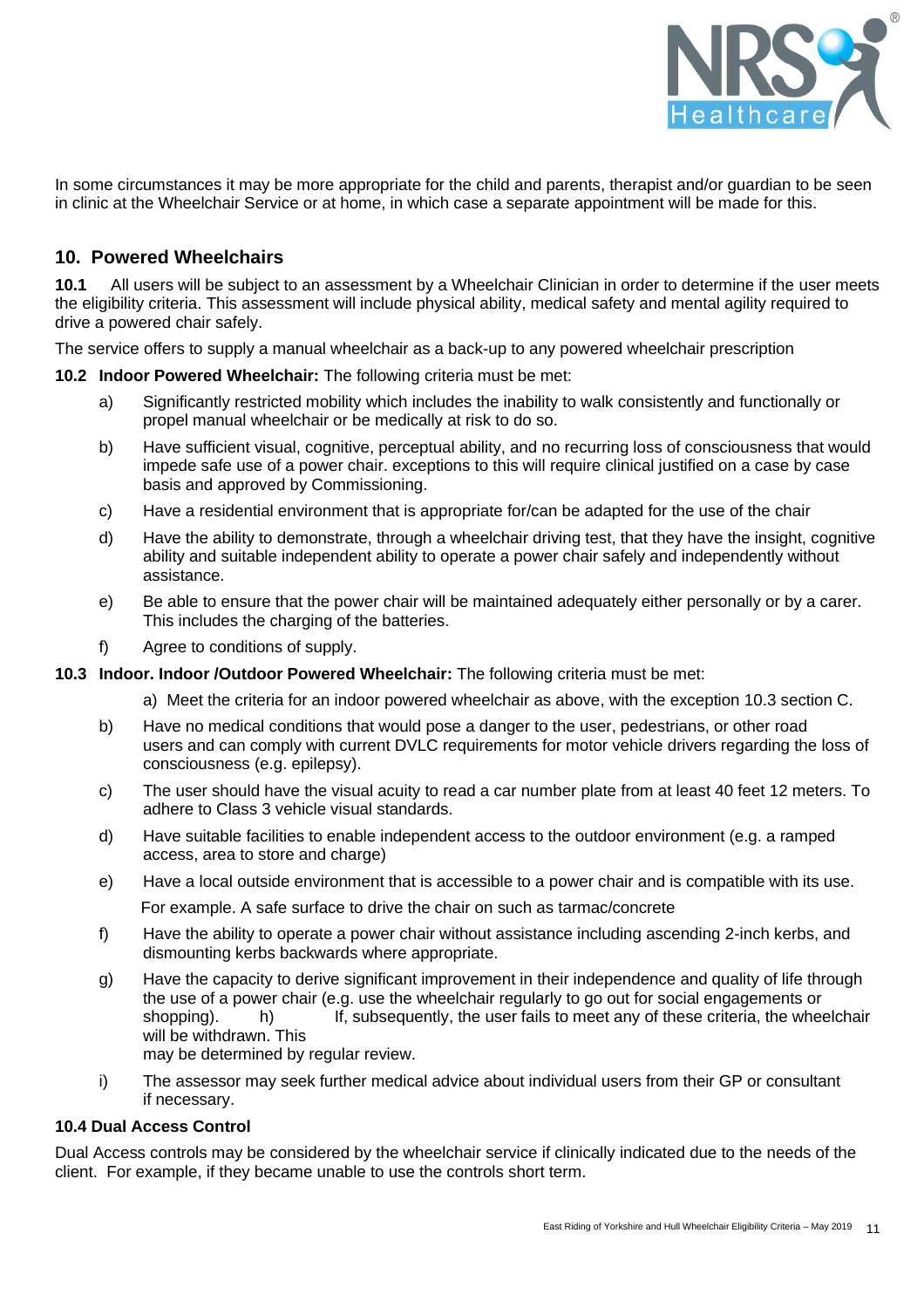In some circumstances it may be more appropriate for the child and parents, therapist and/or guardian to be seen in clinic at the Wheelchair Service or at home, in which case a separate appointment will be made for this.

## 10. Powered Wheelchairs

**10.1** All users will be subject to an assessment by a Wheelchair Clinician in order to determine if the user meets the eligibility criteria. This assessment will include physical ability, medical safety and mental agility required to drive a powered chair safely.

The service offers to supply a manual wheelchair as a back-up to any powered wheelchair prescription

**10.2 Indoor Powered Wheelchair:** The following criteria must be met:

a) Significantly restricted mobility which includes the inability to walk consistently and functionally or propel manual wheelchair or be medically at risk to do so.

b) Have sufficient visual, cognitive, perceptual ability, and no recurring loss of consciousness that would impede safe use of a power chair. exceptions to this will require clinical justified on a case by case basis and approved by Commissioning.

c) Have a residential environment that is appropriate for/can be adapted for the use of the chair

d) Have the ability to demonstrate, through a wheelchair driving test, that they have the insight, cognitive ability and suitable independent ability to operate a power chair safely and independently without assistance.

e) Be able to ensure that the power chair will be maintained adequately either personally or by a carer. This includes the charging of the batteries.

f) Agree to conditions of supply.

**10.3 Indoor. Indoor /Outdoor Powered Wheelchair:** The following criteria must be met:

a) Meet the criteria for an indoor powered wheelchair as above, with the exception 10.3 section C.

b) Have no medical conditions that would pose a danger to the user, pedestrians, or other road users and can comply with current DVLC requirements for motor vehicle drivers regarding the loss of consciousness (e.g. epilepsy).

c) The user should have the visual acuity to read a car number plate from at least 40 feet 12 meters. To adhere to Class 3 vehicle visual standards.

d) Have suitable facilities to enable independent access to the outdoor environment (e.g. a ramped access, area to store and charge)

e) Have a local outside environment that is accessible to a power chair and is compatible with its use. For example. A safe surface to drive the chair on such as tarmac/concrete

f) Have the ability to operate a power chair without assistance including ascending 2-inch kerbs, and dismounting kerbs backwards where appropriate.

g) Have the capacity to derive significant improvement in their independence and quality of life through the use of a power chair (e.g. use the wheelchair regularly to go out for social engagements or shopping). h) If, subsequently, the user fails to meet any of these criteria, the wheelchair will be withdrawn. This may be determined by regular review.

i) The assessor may seek further medical advice about individual users from their GP or consultant if necessary.

**10.4 Dual Access Control**

Dual Access controls may be considered by the wheelchair service if clinically indicated due to the needs of the client. For example, if they became unable to use the controls short term.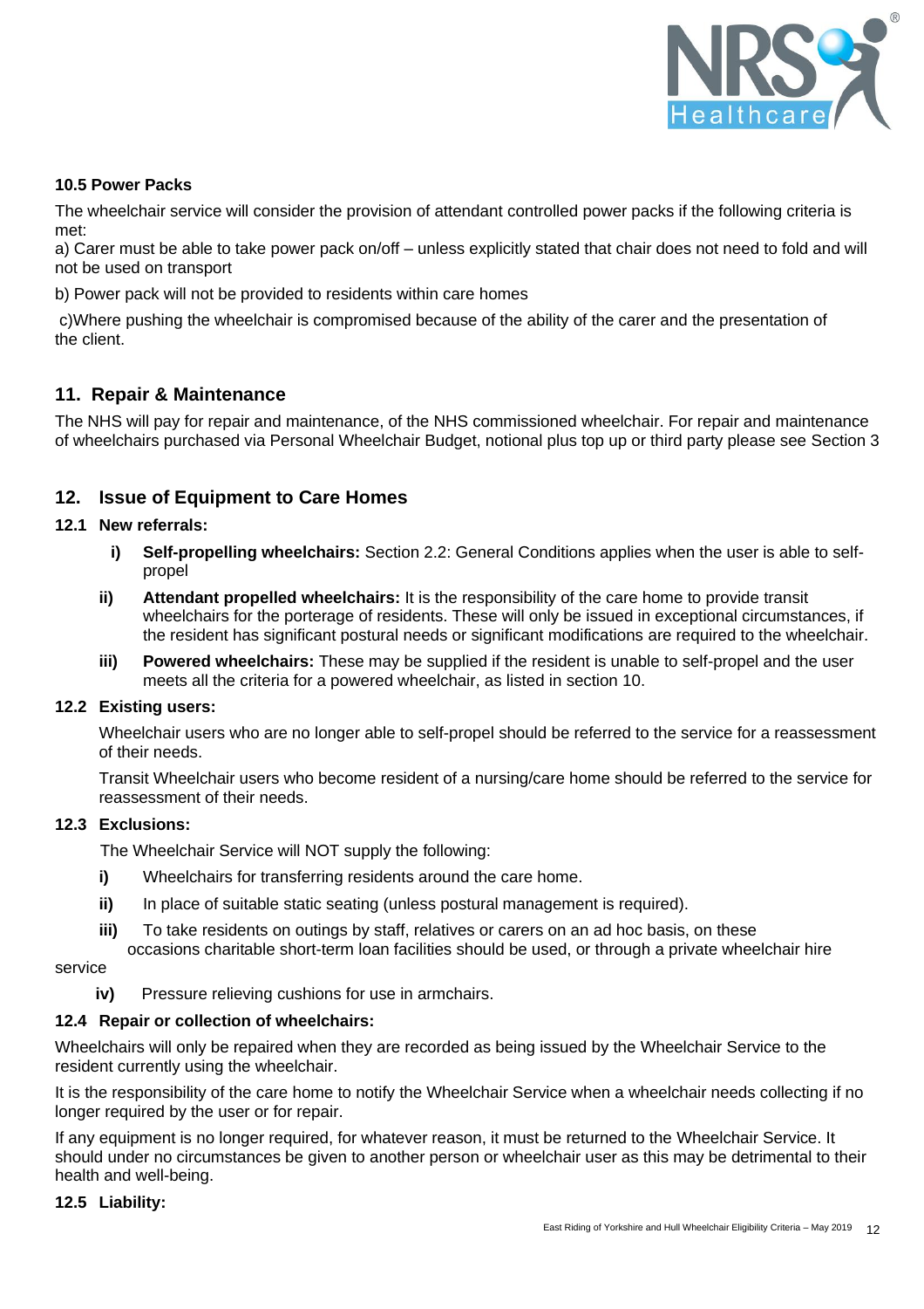**10.5 Power Packs**

The wheelchair service will consider the provision of attendant controlled power packs if the following criteria is met:

a) Carer must be able to take power pack on/off – unless explicitly stated that chair does not need to fold and will not be used on transport

b) Power pack will not be provided to residents within care homes

c)Where pushing the wheelchair is compromised because of the ability of the carer and the presentation of the client.

## 11. Repair & Maintenance

The NHS will pay for repair and maintenance, of the NHS commissioned wheelchair. For repair and maintenance of wheelchairs purchased via Personal Wheelchair Budget, notional plus top up or third party please see Section 3

## 12. Issue of Equipment to Care Homes

### 12.1 New referrals:

i) **Self-propelling wheelchairs:** Section 2.2: General Conditions applies when the user is able to self-propel

ii) **Attendant propelled wheelchairs:** It is the responsibility of the care home to provide transit wheelchairs for the porterage of residents. These will only be issued in exceptional circumstances, if the resident has significant postural needs or significant modifications are required to the wheelchair.

iii) **Powered wheelchairs:** These may be supplied if the resident is unable to self-propel and the user meets all the criteria for a powered wheelchair, as listed in section 10.

### 12.2 Existing users:

Wheelchair users who are no longer able to self-propel should be referred to the service for a reassessment of their needs.

Transit Wheelchair users who become resident of a nursing/care home should be referred to the service for reassessment of their needs.

### 12.3 Exclusions:

The Wheelchair Service will NOT supply the following:

i) Wheelchairs for transferring residents around the care home.

ii) In place of suitable static seating (unless postural management is required).

iii) To take residents on outings by staff, relatives or carers on an ad hoc basis, on these occasions charitable short-term loan facilities should be used, or through a private wheelchair hire service

iv) Pressure relieving cushions for use in armchairs.

### 12.4 Repair or collection of wheelchairs:

Wheelchairs will only be repaired when they are recorded as being issued by the Wheelchair Service to the resident currently using the wheelchair.

It is the responsibility of the care home to notify the Wheelchair Service when a wheelchair needs collecting if no longer required by the user or for repair.

If any equipment is no longer required, for whatever reason, it must be returned to the Wheelchair Service. It should under no circumstances be given to another person or wheelchair user as this may be detrimental to their health and well-being.

### 12.5 Liability: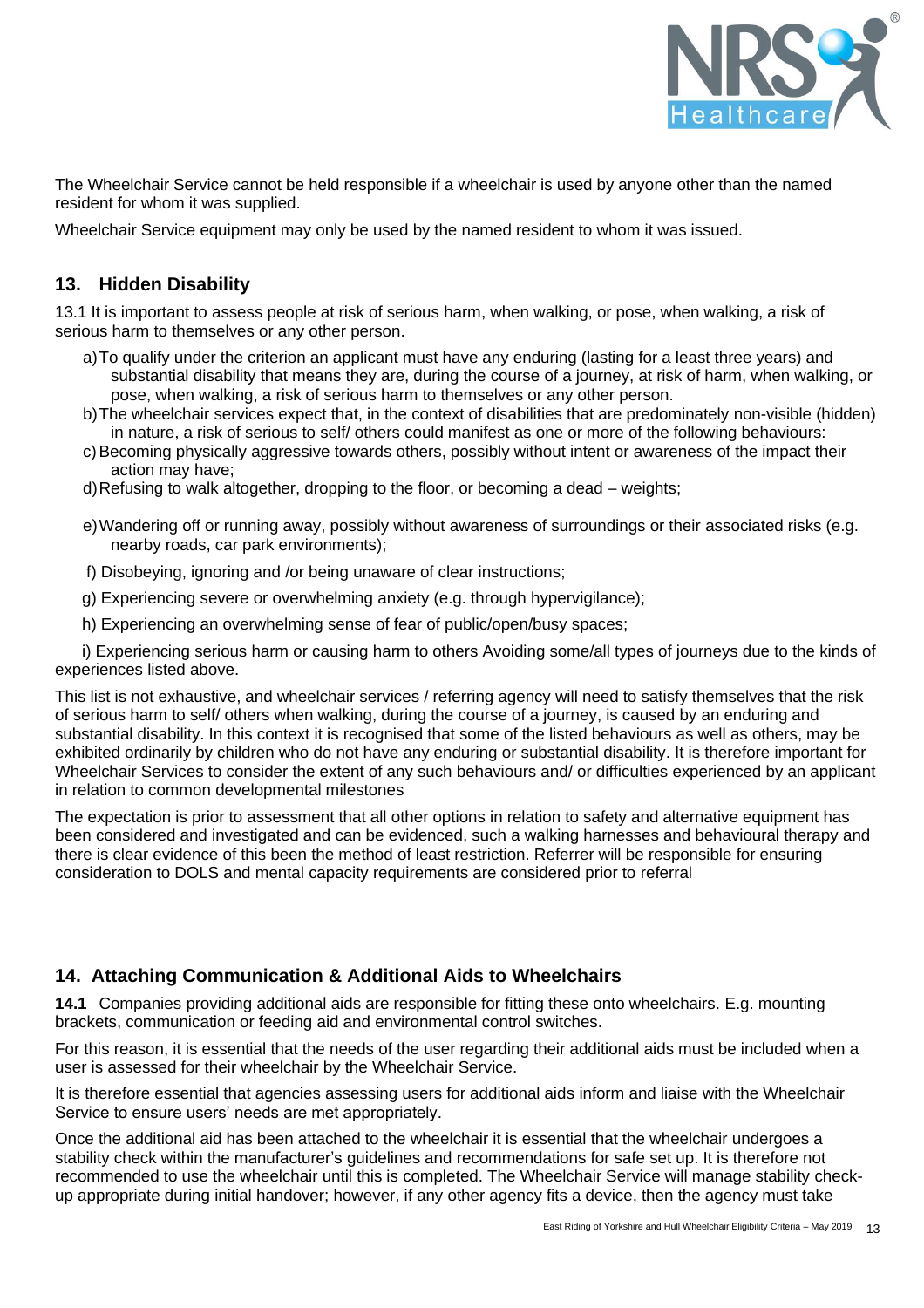The Wheelchair Service cannot be held responsible if a wheelchair is used by anyone other than the named resident for whom it was supplied.

Wheelchair Service equipment may only be used by the named resident to whom it was issued.

## 13. Hidden Disability

13.1 It is important to assess people at risk of serious harm, when walking, or pose, when walking, a risk of serious harm to themselves or any other person.

a) To qualify under the criterion an applicant must have any enduring (lasting for a least three years) and substantial disability that means they are, during the course of a journey, at risk of harm, when walking, or pose, when walking, a risk of serious harm to themselves or any other person.

b) The wheelchair services expect that, in the context of disabilities that are predominately non-visible (hidden) in nature, a risk of serious to self/ others could manifest as one or more of the following behaviours:

c) Becoming physically aggressive towards others, possibly without intent or awareness of the impact their action may have;

d) Refusing to walk altogether, dropping to the floor, or becoming a dead – weights;

e) Wandering off or running away, possibly without awareness of surroundings or their associated risks (e.g. nearby roads, car park environments);

f) Disobeying, ignoring and /or being unaware of clear instructions;

g) Experiencing severe or overwhelming anxiety (e.g. through hypervigilance);

h) Experiencing an overwhelming sense of fear of public/open/busy spaces;

i) Experiencing serious harm or causing harm to others Avoiding some/all types of journeys due to the kinds of experiences listed above.

This list is not exhaustive, and wheelchair services / referring agency will need to satisfy themselves that the risk of serious harm to self/ others when walking, during the course of a journey, is caused by an enduring and substantial disability. In this context it is recognised that some of the listed behaviours as well as others, may be exhibited ordinarily by children who do not have any enduring or substantial disability. It is therefore important for Wheelchair Services to consider the extent of any such behaviours and/ or difficulties experienced by an applicant in relation to common developmental milestones

The expectation is prior to assessment that all other options in relation to safety and alternative equipment has been considered and investigated and can be evidenced, such a walking harnesses and behavioural therapy and there is clear evidence of this been the method of least restriction. Referrer will be responsible for ensuring consideration to DOLS and mental capacity requirements are considered prior to referral

## 14. Attaching Communication & Additional Aids to Wheelchairs

**14.1** Companies providing additional aids are responsible for fitting these onto wheelchairs. E.g. mounting brackets, communication or feeding aid and environmental control switches.

For this reason, it is essential that the needs of the user regarding their additional aids must be included when a user is assessed for their wheelchair by the Wheelchair Service.

It is therefore essential that agencies assessing users for additional aids inform and liaise with the Wheelchair Service to ensure users' needs are met appropriately.

Once the additional aid has been attached to the wheelchair it is essential that the wheelchair undergoes a stability check within the manufacturer's guidelines and recommendations for safe set up. It is therefore not recommended to use the wheelchair until this is completed. The Wheelchair Service will manage stability check-up appropriate during initial handover; however, if any other agency fits a device, then the agency must take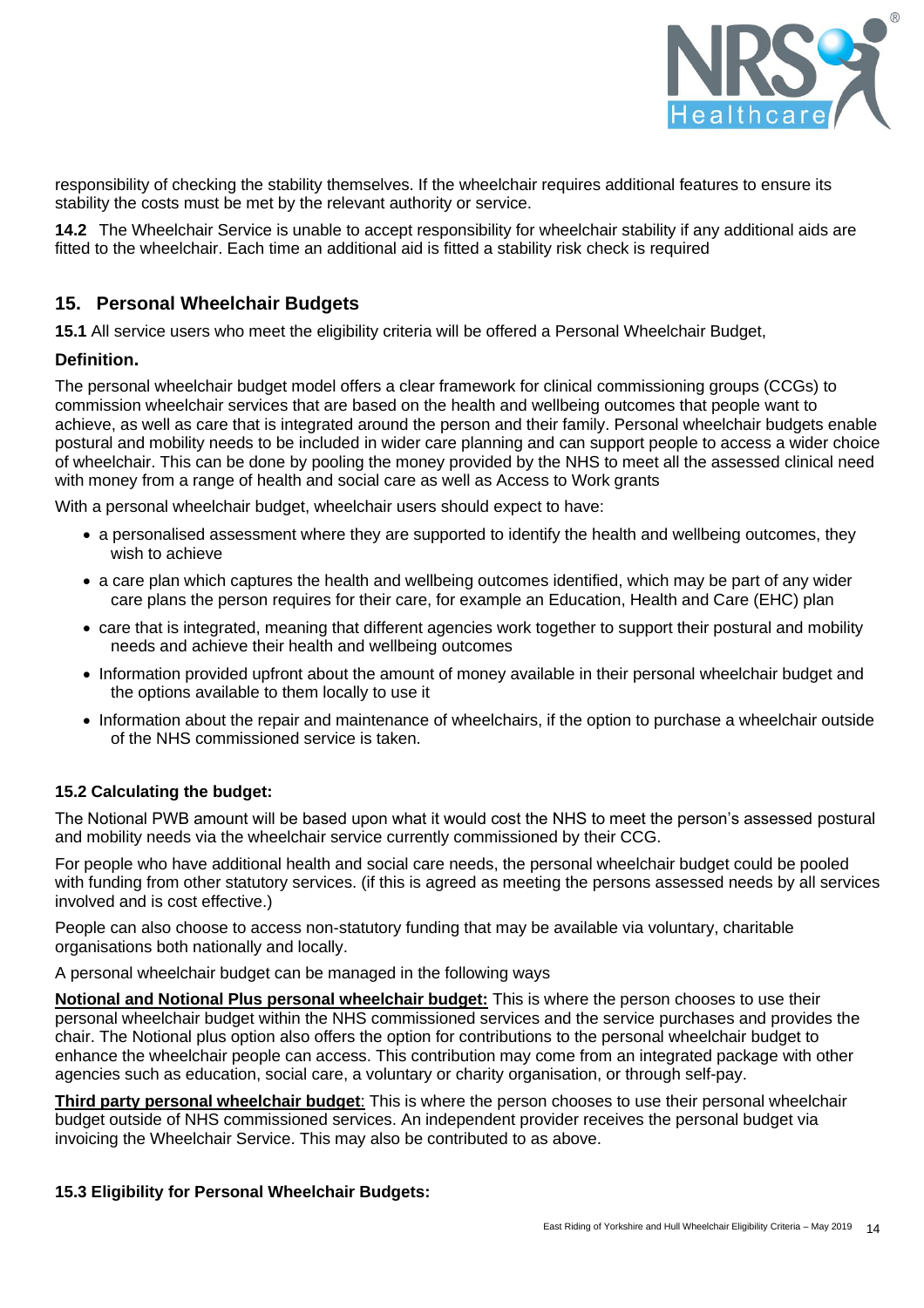responsibility of checking the stability themselves. If the wheelchair requires additional features to ensure its stability the costs must be met by the relevant authority or service.

**14.2** The Wheelchair Service is unable to accept responsibility for wheelchair stability if any additional aids are fitted to the wheelchair. Each time an additional aid is fitted a stability risk check is required

## 15. Personal Wheelchair Budgets

**15.1** All service users who meet the eligibility criteria will be offered a Personal Wheelchair Budget,

### Definition.

The personal wheelchair budget model offers a clear framework for clinical commissioning groups (CCGs) to commission wheelchair services that are based on the health and wellbeing outcomes that people want to achieve, as well as care that is integrated around the person and their family. Personal wheelchair budgets enable postural and mobility needs to be included in wider care planning and can support people to access a wider choice of wheelchair. This can be done by pooling the money provided by the NHS to meet all the assessed clinical need with money from a range of health and social care as well as Access to Work grants

With a personal wheelchair budget, wheelchair users should expect to have:

- a personalised assessment where they are supported to identify the health and wellbeing outcomes, they wish to achieve
- a care plan which captures the health and wellbeing outcomes identified, which may be part of any wider care plans the person requires for their care, for example an Education, Health and Care (EHC) plan
- care that is integrated, meaning that different agencies work together to support their postural and mobility needs and achieve their health and wellbeing outcomes
- Information provided upfront about the amount of money available in their personal wheelchair budget and the options available to them locally to use it
- Information about the repair and maintenance of wheelchairs, if the option to purchase a wheelchair outside of the NHS commissioned service is taken.

### 15.2 Calculating the budget:

The Notional PWB amount will be based upon what it would cost the NHS to meet the person's assessed postural and mobility needs via the wheelchair service currently commissioned by their CCG.

For people who have additional health and social care needs, the personal wheelchair budget could be pooled with funding from other statutory services. (if this is agreed as meeting the persons assessed needs by all services involved and is cost effective.)

People can also choose to access non-statutory funding that may be available via voluntary, charitable organisations both nationally and locally.

A personal wheelchair budget can be managed in the following ways

**Notional and Notional Plus personal wheelchair budget:** This is where the person chooses to use their personal wheelchair budget within the NHS commissioned services and the service purchases and provides the chair. The Notional plus option also offers the option for contributions to the personal wheelchair budget to enhance the wheelchair people can access. This contribution may come from an integrated package with other agencies such as education, social care, a voluntary or charity organisation, or through self-pay.

**Third party personal wheelchair budget**: This is where the person chooses to use their personal wheelchair budget outside of NHS commissioned services. An independent provider receives the personal budget via invoicing the Wheelchair Service. This may also be contributed to as above.

### 15.3 Eligibility for Personal Wheelchair Budgets: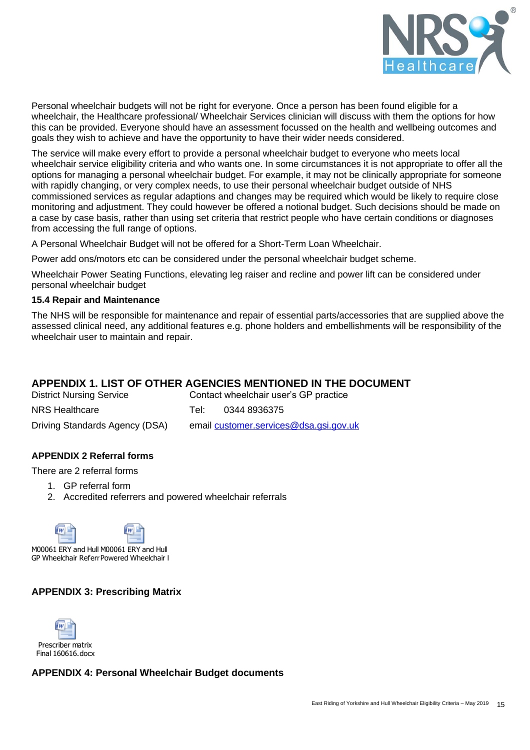Personal wheelchair budgets will not be right for everyone. Once a person has been found eligible for a wheelchair, the Healthcare professional/ Wheelchair Services clinician will discuss with them the options for how this can be provided. Everyone should have an assessment focussed on the health and wellbeing outcomes and goals they wish to achieve and have the opportunity to have their wider needs considered.

The service will make every effort to provide a personal wheelchair budget to everyone who meets local wheelchair service eligibility criteria and who wants one. In some circumstances it is not appropriate to offer all the options for managing a personal wheelchair budget. For example, it may not be clinically appropriate for someone with rapidly changing, or very complex needs, to use their personal wheelchair budget outside of NHS commissioned services as regular adaptions and changes may be required which would be likely to require close monitoring and adjustment. They could however be offered a notional budget. Such decisions should be made on a case by case basis, rather than using set criteria that restrict people who have certain conditions or diagnoses from accessing the full range of options.

A Personal Wheelchair Budget will not be offered for a Short-Term Loan Wheelchair.

Power add ons/motors etc can be considered under the personal wheelchair budget scheme.

Wheelchair Power Seating Functions, elevating leg raiser and recline and power lift can be considered under personal wheelchair budget

### 15.4 Repair and Maintenance

The NHS will be responsible for maintenance and repair of essential parts/accessories that are supplied above the assessed clinical need, any additional features e.g. phone holders and embellishments will be responsibility of the wheelchair user to maintain and repair.

## APPENDIX 1. LIST OF OTHER AGENCIES MENTIONED IN THE DOCUMENT

| | |
|---|---|
| District Nursing Service | Contact wheelchair user's GP practice |
| NRS Healthcare | Tel: 0344 8936375 |
| Driving Standards Agency (DSA) | email customer.services@dsa.gsi.gov.uk |

### APPENDIX 2 Referral forms

There are 2 referral forms

1. GP referral form
2. Accredited referrers and powered wheelchair referrals

M00061 ERY and Hull GP Wheelchair Referr M00061 ERY and Hull Powered Wheelchair I

### APPENDIX 3: Prescribing Matrix

Prescriber matrix Final 160616.docx

### APPENDIX 4: Personal Wheelchair Budget documents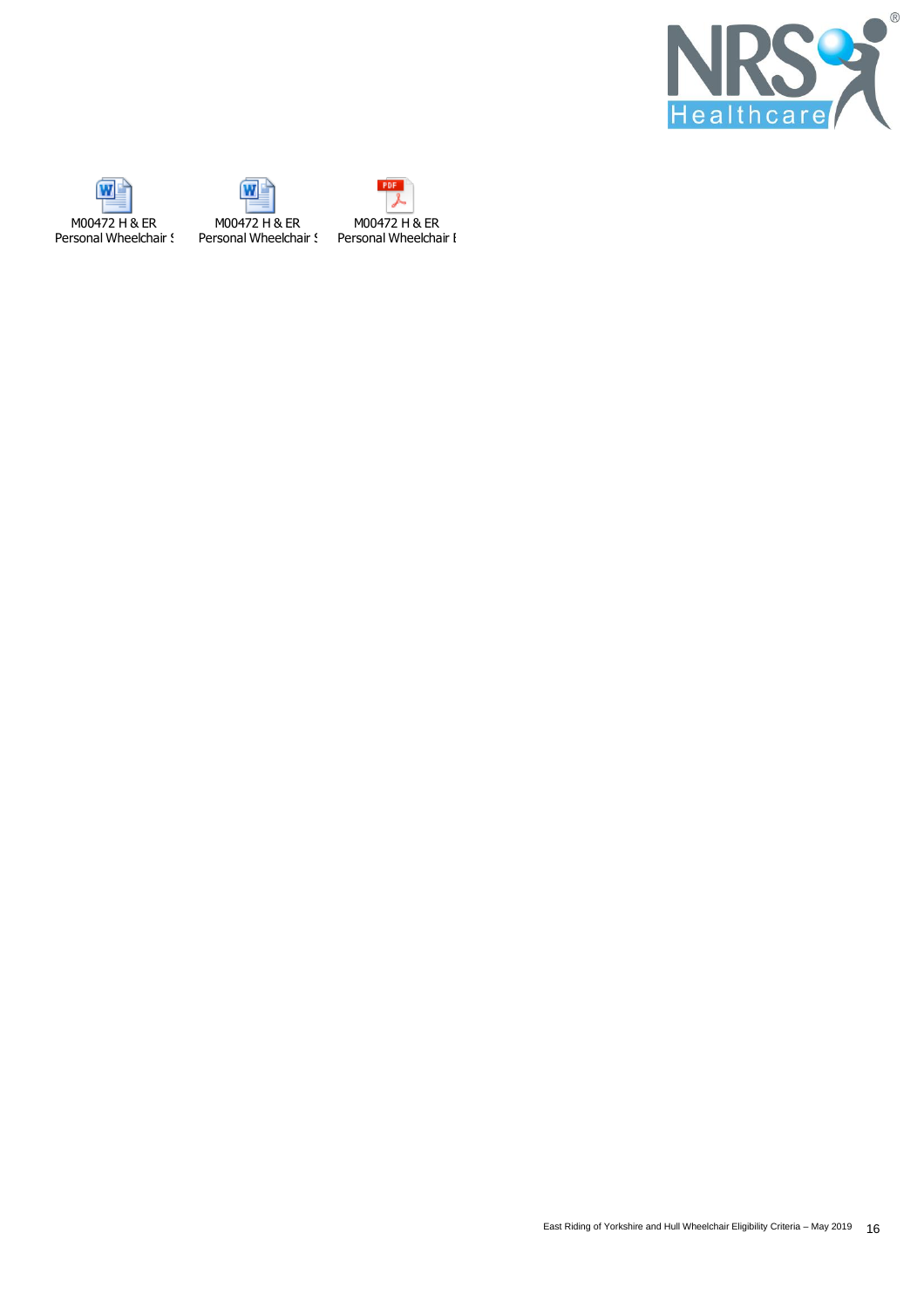M00472 H & ER Personal Wheelchair S

M00472 H & ER Personal Wheelchair S

M00472 H & ER Personal Wheelchair E